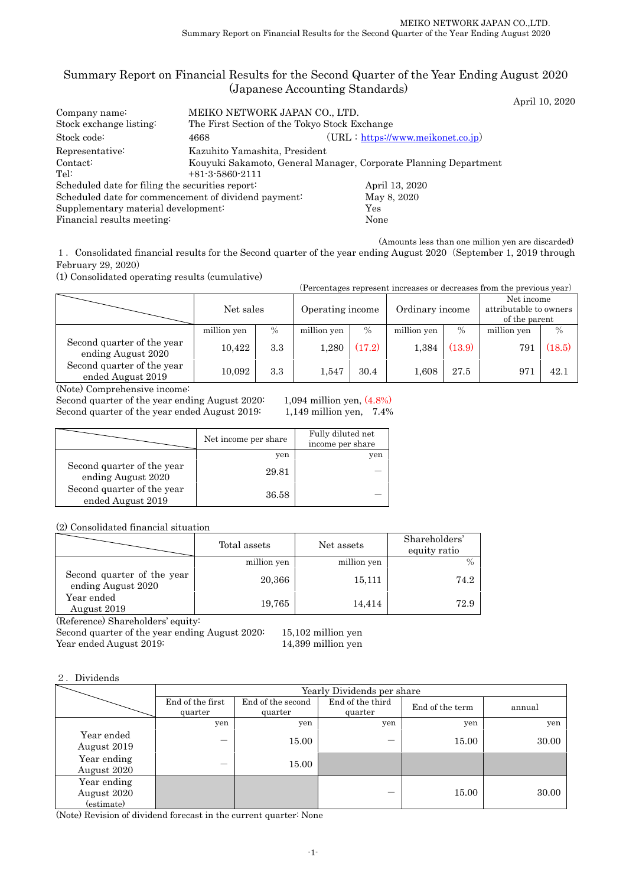# Summary Report on Financial Results for the Second Quarter of the Year Ending August 2020 (Japanese Accounting Standards)

April 10, 2020

| | | |
|---|---|---|
| Company name: | MEIKO NETWORK JAPAN CO., LTD. | |
| Stock exchange listing: | The First Section of the Tokyo Stock Exchange | |
| Stock code: | 4668 | （URL：https://www.meikonet.co.jp） |
| Representative: | Kazuhito Yamashita, President | |
| Contact: | Kouyuki Sakamoto, General Manager, Corporate Planning Department | |
| Tel: | +81-3-5860-2111 | |
| Scheduled date for filing the securities report: | | April 13, 2020 |
| Scheduled date for commencement of dividend payment: | | May 8, 2020 |
| Supplementary material development: | | Yes |
| Financial results meeting: | | None |

(Amounts less than one million yen are discarded)

１．Consolidated financial results for the Second quarter of the year ending August 2020（September 1, 2019 through February 29, 2020）

(1) Consolidated operating results (cumulative)

(Percentages represent increases or decreases from the previous year)

| | Net sales | | Operating income | | Ordinary income | | Net income attributable to owners of the parent | |
|---|---|---|---|---|---|---|---|---|
| | million yen | % | million yen | % | million yen | % | million yen | % |
| Second quarter of the year ending August 2020 | 10,422 | 3.3 | 1,280 | (17.2) | 1,384 | (13.9) | 791 | (18.5) |
| Second quarter of the year ended August 2019 | 10,092 | 3.3 | 1,547 | 30.4 | 1,608 | 27.5 | 971 | 42.1 |

(Note) Comprehensive income:
Second quarter of the year ending August 2020: 1,094 million yen, (4.8%)
Second quarter of the year ended August 2019: 1,149 million yen, 7.4%

| | Net income per share | Fully diluted net income per share |
|---|---|---|
| | yen | yen |
| Second quarter of the year ending August 2020 | 29.81 | ― |
| Second quarter of the year ended August 2019 | 36.58 | ― |

(2) Consolidated financial situation

| | Total assets | Net assets | Shareholders' equity ratio |
|---|---|---|---|
| | million yen | million yen | % |
| Second quarter of the year ending August 2020 | 20,366 | 15,111 | 74.2 |
| Year ended August 2019 | 19,765 | 14,414 | 72.9 |

(Reference) Shareholders' equity:
Second quarter of the year ending August 2020: 15,102 million yen
Year ended August 2019: 14,399 million yen

２．Dividends

| | Yearly Dividends per share | | | | |
|---|---|---|---|---|---|
| | End of the first quarter | End of the second quarter | End of the third quarter | End of the term | annual |
| | yen | yen | yen | yen | yen |
| Year ended August 2019 | ― | 15.00 | ― | 15.00 | 30.00 |
| Year ending August 2020 | ― | 15.00 | | | |
| Year ending August 2020 (estimate) | | | ― | 15.00 | 30.00 |

(Note) Revision of dividend forecast in the current quarter: None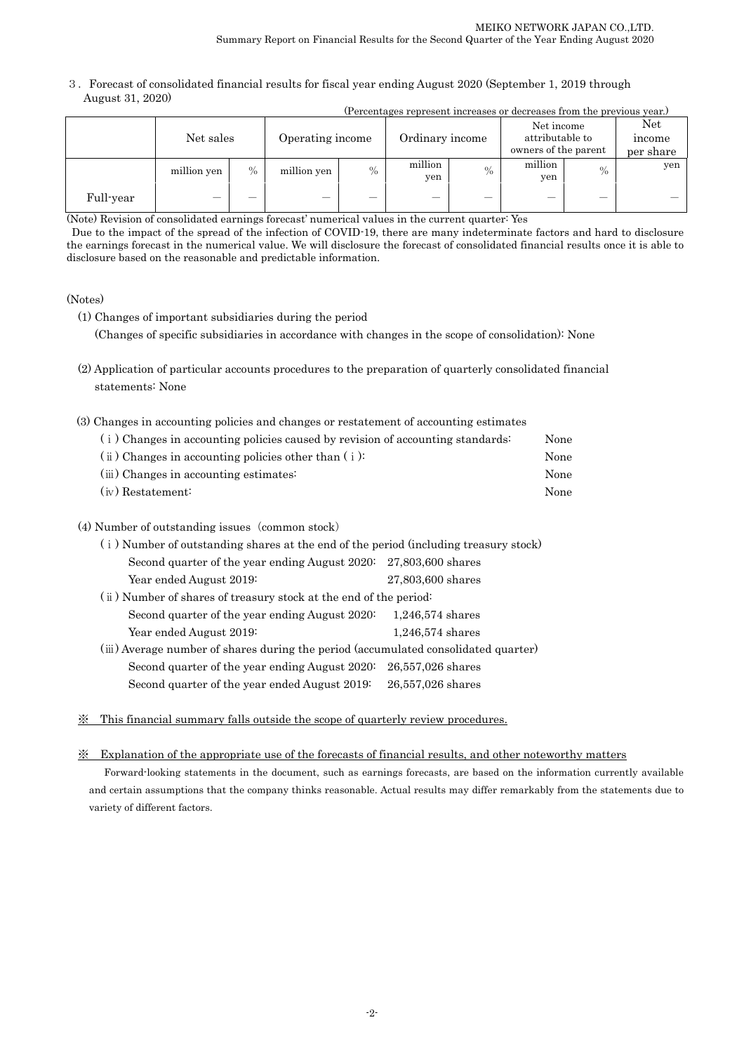３. Forecast of consolidated financial results for fiscal year ending August 2020 (September 1, 2019 through August 31, 2020)

(Percentages represent increases or decreases from the previous year.)

| | Net sales | | Operating income | | Ordinary income | | Net income attributable to owners of the parent | | Net income per share |
|---|---|---|---|---|---|---|---|---|---|
| | million yen | % | million yen | % | million yen | % | million yen | % | yen |
| Full-year | — | — | — | — | — | — | — | — | — |

(Note) Revision of consolidated earnings forecast' numerical values in the current quarter: Yes

Due to the impact of the spread of the infection of COVID-19, there are many indeterminate factors and hard to disclosure the earnings forecast in the numerical value. We will disclosure the forecast of consolidated financial results once it is able to disclosure based on the reasonable and predictable information.

(Notes)

(1) Changes of important subsidiaries during the period

(Changes of specific subsidiaries in accordance with changes in the scope of consolidation): None

(2) Application of particular accounts procedures to the preparation of quarterly consolidated financial statements: None

(3) Changes in accounting policies and changes or restatement of accounting estimates

(ⅰ) Changes in accounting policies caused by revision of accounting standards: None

(ⅱ) Changes in accounting policies other than (ⅰ): None

(ⅲ) Changes in accounting estimates: None

(ⅳ) Restatement: None

(4) Number of outstanding issues (common stock)

(ⅰ) Number of outstanding shares at the end of the period (including treasury stock)

Second quarter of the year ending August 2020: 27,803,600 shares

Year ended August 2019: 27,803,600 shares

(ⅱ) Number of shares of treasury stock at the end of the period:

Second quarter of the year ending August 2020: 1,246,574 shares

Year ended August 2019: 1,246,574 shares

(ⅲ) Average number of shares during the period (accumulated consolidated quarter)

Second quarter of the year ending August 2020: 26,557,026 shares

Second quarter of the year ended August 2019: 26,557,026 shares

※ This financial summary falls outside the scope of quarterly review procedures.

※ Explanation of the appropriate use of the forecasts of financial results, and other noteworthy matters

Forward-looking statements in the document, such as earnings forecasts, are based on the information currently available and certain assumptions that the company thinks reasonable. Actual results may differ remarkably from the statements due to variety of different factors.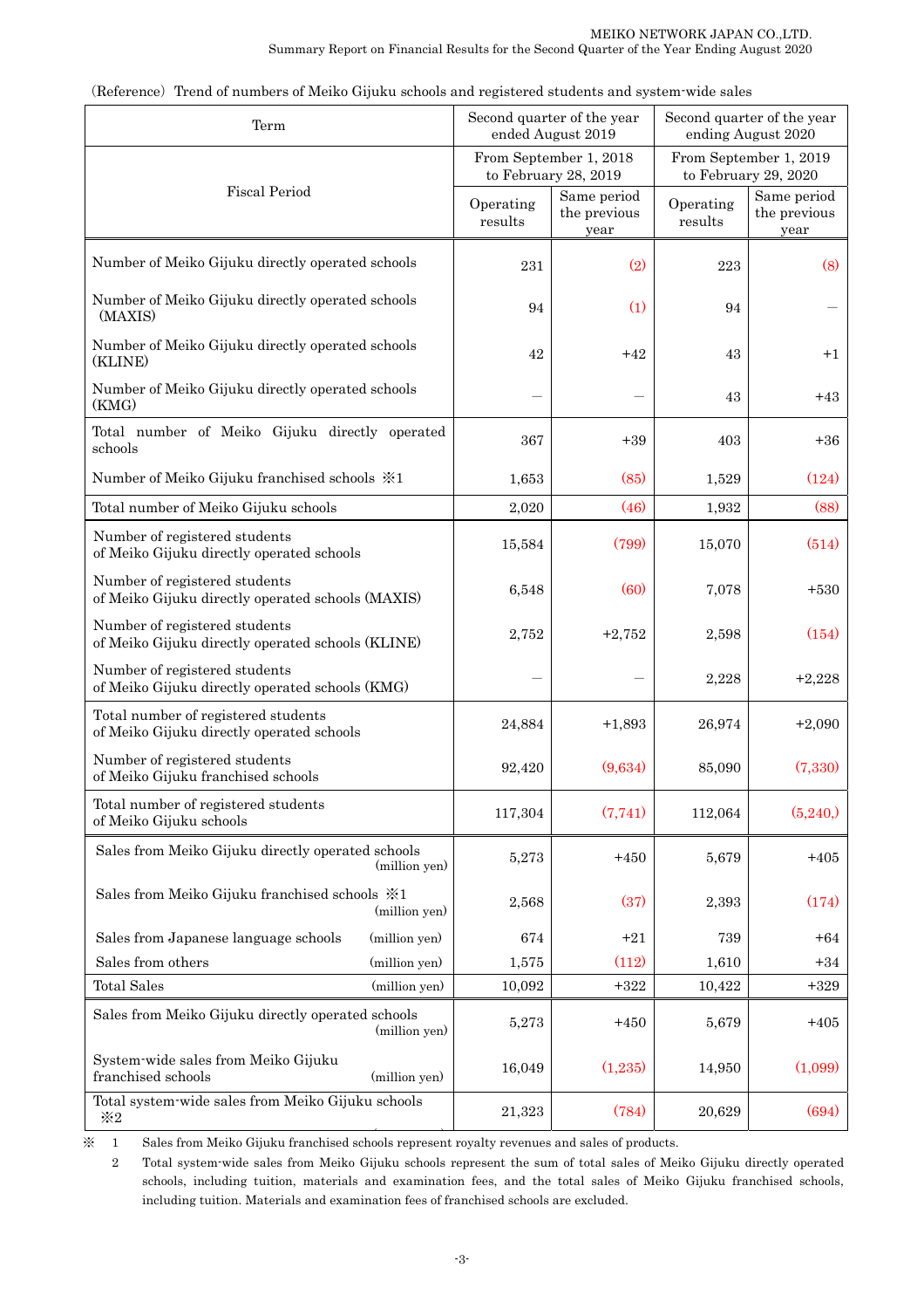（Reference）Trend of numbers of Meiko Gijuku schools and registered students and system-wide sales

| Term | Second quarter of the year ended August 2019 | | Second quarter of the year ending August 2020 | |
|---|---|---|---|---|
| Fiscal Period | From September 1, 2018 to February 28, 2019 | | From September 1, 2019 to February 29, 2020 | |
| | Operating results | Same period the previous year | Operating results | Same period the previous year |
| Number of Meiko Gijuku directly operated schools | 231 | (2) | 223 | (8) |
| Number of Meiko Gijuku directly operated schools (MAXIS) | 94 | (1) | 94 | ― |
| Number of Meiko Gijuku directly operated schools (KLINE) | 42 | +42 | 43 | +1 |
| Number of Meiko Gijuku directly operated schools (KMG) | ― | ― | 43 | +43 |
| Total number of Meiko Gijuku directly operated schools | 367 | +39 | 403 | +36 |
| Number of Meiko Gijuku franchised schools ※1 | 1,653 | (85) | 1,529 | (124) |
| Total number of Meiko Gijuku schools | 2,020 | (46) | 1,932 | (88) |
| Number of registered students of Meiko Gijuku directly operated schools | 15,584 | (799) | 15,070 | (514) |
| Number of registered students of Meiko Gijuku directly operated schools (MAXIS) | 6,548 | (60) | 7,078 | +530 |
| Number of registered students of Meiko Gijuku directly operated schools (KLINE) | 2,752 | +2,752 | 2,598 | (154) |
| Number of registered students of Meiko Gijuku directly operated schools (KMG) | ― | ― | 2,228 | +2,228 |
| Total number of registered students of Meiko Gijuku directly operated schools | 24,884 | +1,893 | 26,974 | +2,090 |
| Number of registered students of Meiko Gijuku franchised schools | 92,420 | (9,634) | 85,090 | (7,330) |
| Total number of registered students of Meiko Gijuku schools | 117,304 | (7,741) | 112,064 | (5,240,) |
| Sales from Meiko Gijuku directly operated schools (million yen) | 5,273 | +450 | 5,679 | +405 |
| Sales from Meiko Gijuku franchised schools ※1 (million yen) | 2,568 | (37) | 2,393 | (174) |
| Sales from Japanese language schools (million yen) | 674 | +21 | 739 | +64 |
| Sales from others (million yen) | 1,575 | (112) | 1,610 | +34 |
| Total Sales (million yen) | 10,092 | +322 | 10,422 | +329 |
| Sales from Meiko Gijuku directly operated schools (million yen) | 5,273 | +450 | 5,679 | +405 |
| System-wide sales from Meiko Gijuku franchised schools (million yen) | 16,049 | (1,235) | 14,950 | (1,099) |
| Total system-wide sales from Meiko Gijuku schools ※2 | 21,323 | (784) | 20,629 | (694) |

※ 1 Sales from Meiko Gijuku franchised schools represent royalty revenues and sales of products.

2 Total system-wide sales from Meiko Gijuku schools represent the sum of total sales of Meiko Gijuku directly operated schools, including tuition, materials and examination fees, and the total sales of Meiko Gijuku franchised schools, including tuition. Materials and examination fees of franchised schools are excluded.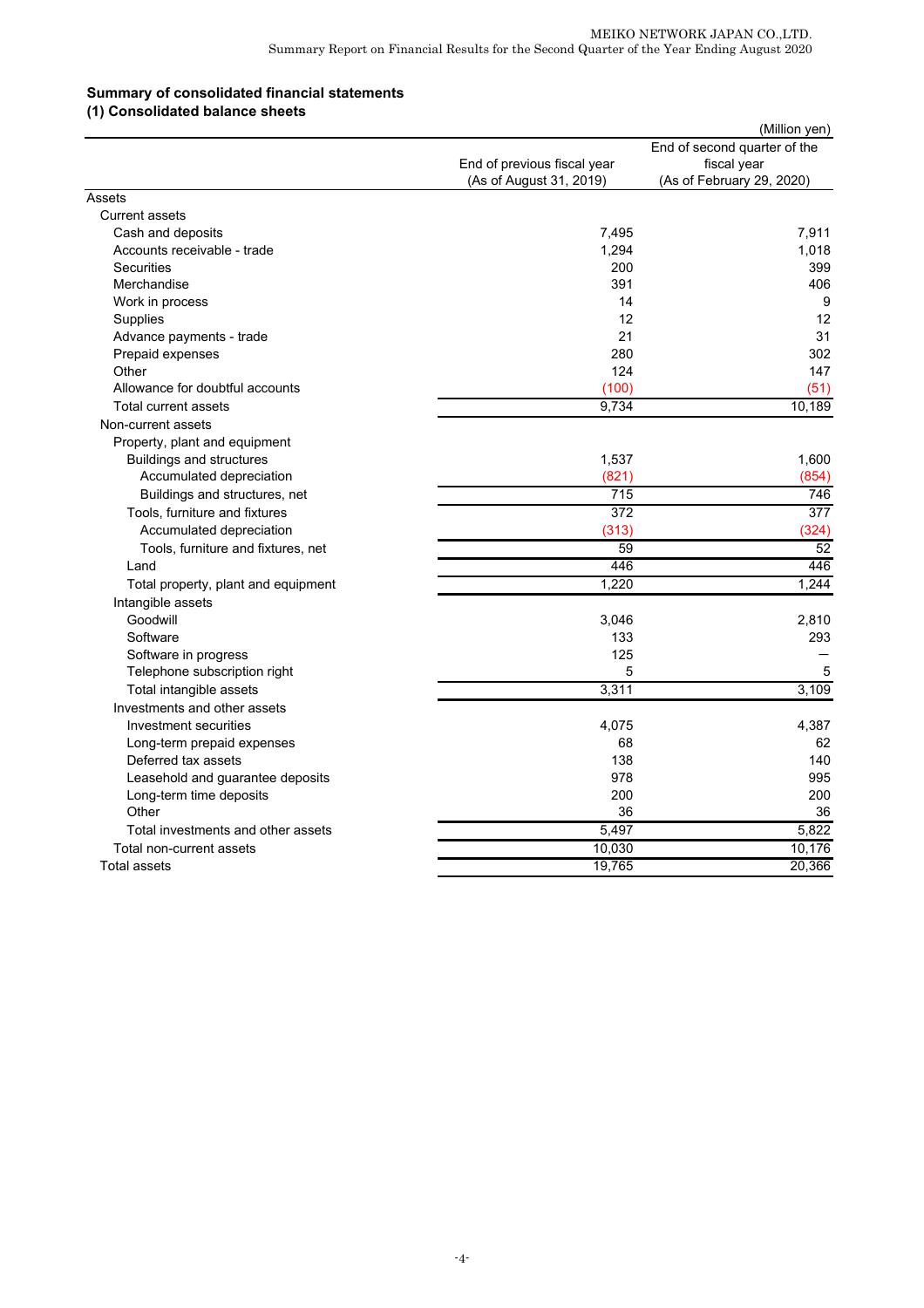## Summary of consolidated financial statements

### (1) Consolidated balance sheets

(Million yen)

| | End of previous fiscal year (As of August 31, 2019) | End of second quarter of the fiscal year (As of February 29, 2020) |
|---|---|---|
| Assets | | |
| Current assets | | |
| Cash and deposits | 7,495 | 7,911 |
| Accounts receivable - trade | 1,294 | 1,018 |
| Securities | 200 | 399 |
| Merchandise | 391 | 406 |
| Work in process | 14 | 9 |
| Supplies | 12 | 12 |
| Advance payments - trade | 21 | 31 |
| Prepaid expenses | 280 | 302 |
| Other | 124 | 147 |
| Allowance for doubtful accounts | (100) | (51) |
| Total current assets | 9,734 | 10,189 |
| Non-current assets | | |
| Property, plant and equipment | | |
| Buildings and structures | 1,537 | 1,600 |
| Accumulated depreciation | (821) | (854) |
| Buildings and structures, net | 715 | 746 |
| Tools, furniture and fixtures | 372 | 377 |
| Accumulated depreciation | (313) | (324) |
| Tools, furniture and fixtures, net | 59 | 52 |
| Land | 446 | 446 |
| Total property, plant and equipment | 1,220 | 1,244 |
| Intangible assets | | |
| Goodwill | 3,046 | 2,810 |
| Software | 133 | 293 |
| Software in progress | 125 | — |
| Telephone subscription right | 5 | 5 |
| Total intangible assets | 3,311 | 3,109 |
| Investments and other assets | | |
| Investment securities | 4,075 | 4,387 |
| Long-term prepaid expenses | 68 | 62 |
| Deferred tax assets | 138 | 140 |
| Leasehold and guarantee deposits | 978 | 995 |
| Long-term time deposits | 200 | 200 |
| Other | 36 | 36 |
| Total investments and other assets | 5,497 | 5,822 |
| Total non-current assets | 10,030 | 10,176 |
| Total assets | 19,765 | 20,366 |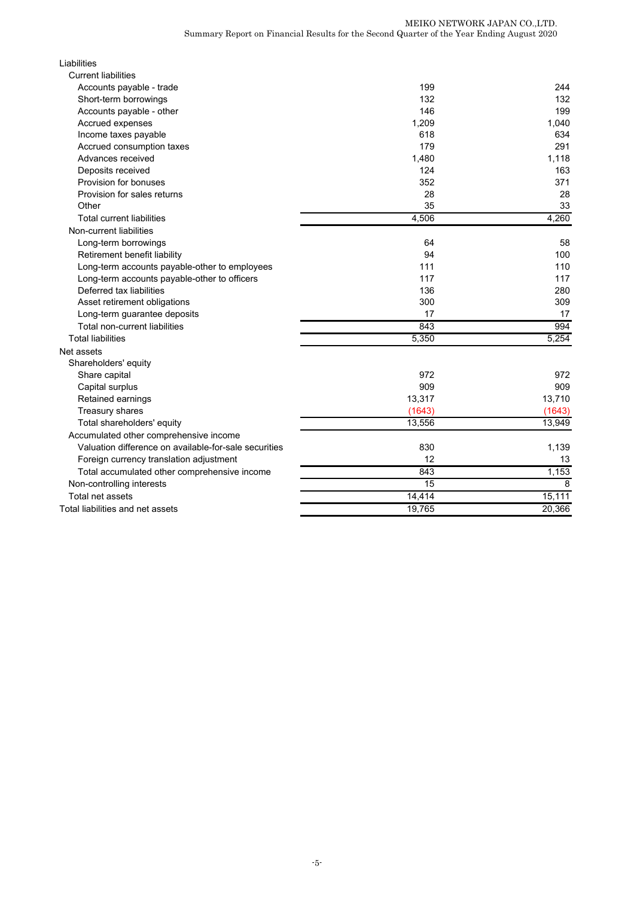| | | |
|---|---|---|
| Liabilities | | |
| Current liabilities | | |
| Accounts payable - trade | 199 | 244 |
| Short-term borrowings | 132 | 132 |
| Accounts payable - other | 146 | 199 |
| Accrued expenses | 1,209 | 1,040 |
| Income taxes payable | 618 | 634 |
| Accrued consumption taxes | 179 | 291 |
| Advances received | 1,480 | 1,118 |
| Deposits received | 124 | 163 |
| Provision for bonuses | 352 | 371 |
| Provision for sales returns | 28 | 28 |
| Other | 35 | 33 |
| Total current liabilities | 4,506 | 4,260 |
| Non-current liabilities | | |
| Long-term borrowings | 64 | 58 |
| Retirement benefit liability | 94 | 100 |
| Long-term accounts payable-other to employees | 111 | 110 |
| Long-term accounts payable-other to officers | 117 | 117 |
| Deferred tax liabilities | 136 | 280 |
| Asset retirement obligations | 300 | 309 |
| Long-term guarantee deposits | 17 | 17 |
| Total non-current liabilities | 843 | 994 |
| Total liabilities | 5,350 | 5,254 |
| Net assets | | |
| Shareholders' equity | | |
| Share capital | 972 | 972 |
| Capital surplus | 909 | 909 |
| Retained earnings | 13,317 | 13,710 |
| Treasury shares | (1643) | (1643) |
| Total shareholders' equity | 13,556 | 13,949 |
| Accumulated other comprehensive income | | |
| Valuation difference on available-for-sale securities | 830 | 1,139 |
| Foreign currency translation adjustment | 12 | 13 |
| Total accumulated other comprehensive income | 843 | 1,153 |
| Non-controlling interests | 15 | 8 |
| Total net assets | 14,414 | 15,111 |
| Total liabilities and net assets | 19,765 | 20,366 |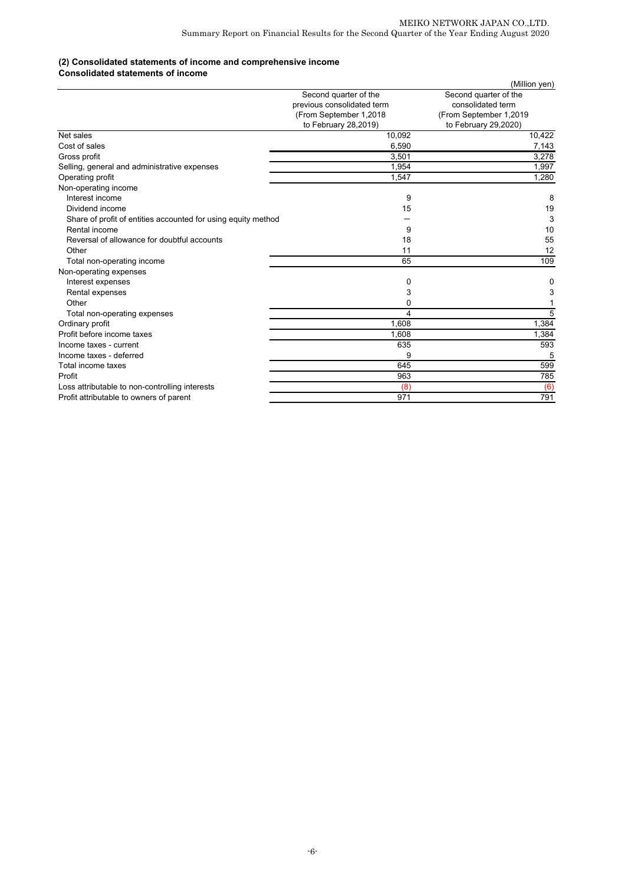### (2) Consolidated statements of income and comprehensive income

**Consolidated statements of income**

(Million yen)

| | Second quarter of the previous consolidated term (From September 1,2018 to February 28,2019) | Second quarter of the consolidated term (From September 1,2019 to February 29,2020) |
|---|---|---|
| Net sales | 10,092 | 10,422 |
| Cost of sales | 6,590 | 7,143 |
| Gross profit | 3,501 | 3,278 |
| Selling, general and administrative expenses | 1,954 | 1,997 |
| Operating profit | 1,547 | 1,280 |
| Non-operating income | | |
| Interest income | 9 | 8 |
| Dividend income | 15 | 19 |
| Share of profit of entities accounted for using equity method | ― | 3 |
| Rental income | 9 | 10 |
| Reversal of allowance for doubtful accounts | 18 | 55 |
| Other | 11 | 12 |
| Total non-operating income | 65 | 109 |
| Non-operating expenses | | |
| Interest expenses | 0 | 0 |
| Rental expenses | 3 | 3 |
| Other | 0 | 1 |
| Total non-operating expenses | 4 | 5 |
| Ordinary profit | 1,608 | 1,384 |
| Profit before income taxes | 1,608 | 1,384 |
| Income taxes - current | 635 | 593 |
| Income taxes - deferred | 9 | 5 |
| Total income taxes | 645 | 599 |
| Profit | 963 | 785 |
| Loss attributable to non-controlling interests | (8) | (6) |
| Profit attributable to owners of parent | 971 | 791 |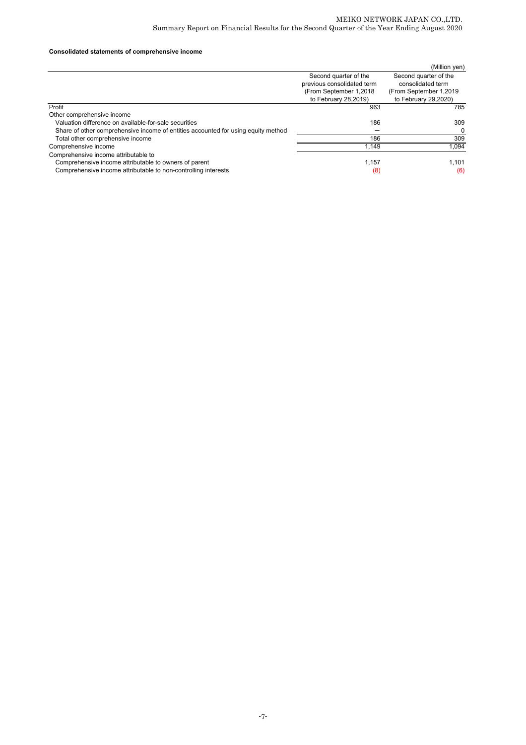**Consolidated statements of comprehensive income**

(Million yen)

| | Second quarter of the previous consolidated term (From September 1,2018 to February 28,2019) | Second quarter of the consolidated term (From September 1,2019 to February 29,2020) |
|---|---|---|
| Profit | 963 | 785 |
| Other comprehensive income | | |
| Valuation difference on available-for-sale securities | 186 | 309 |
| Share of other comprehensive income of entities accounted for using equity method | ― | 0 |
| Total other comprehensive income | 186 | 309 |
| Comprehensive income | 1,149 | 1,094 |
| Comprehensive income attributable to | | |
| Comprehensive income attributable to owners of parent | 1,157 | 1,101 |
| Comprehensive income attributable to non-controlling interests | (8) | (6) |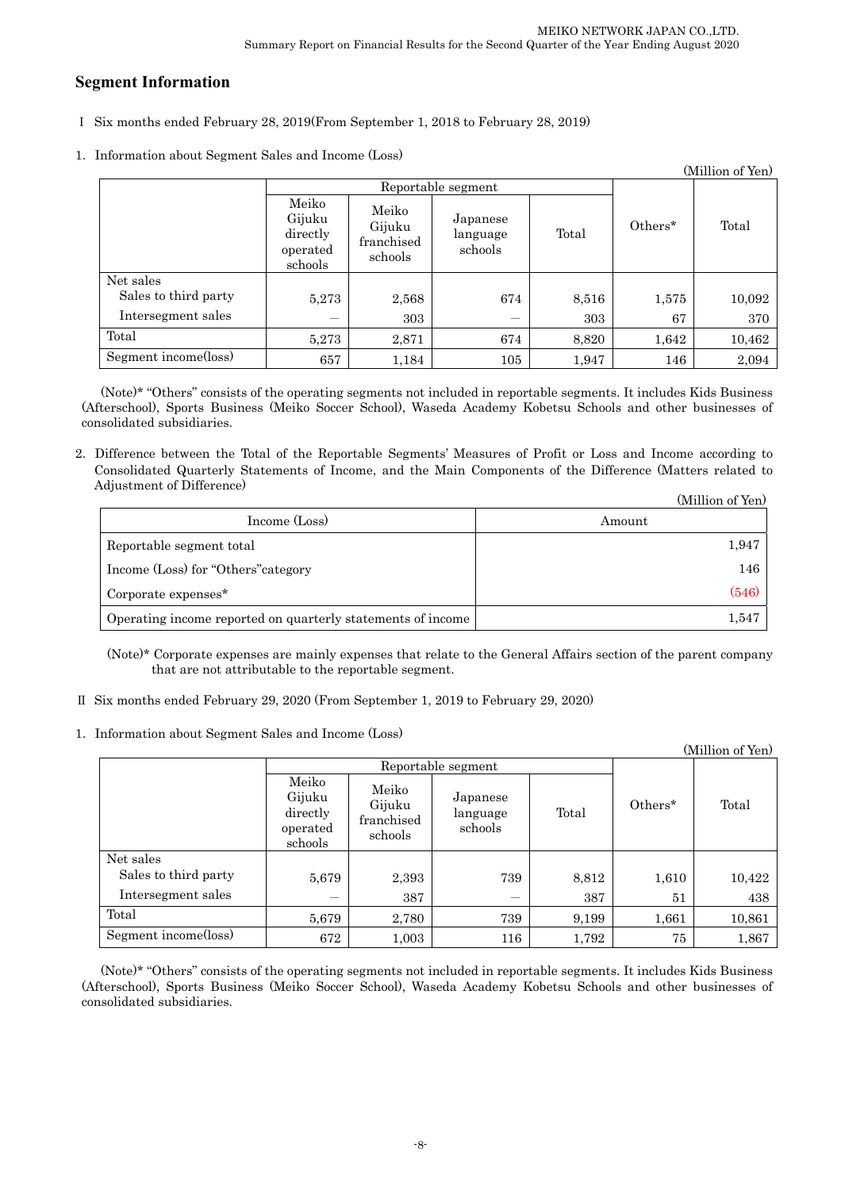## Segment Information

Ⅰ Six months ended February 28, 2019(From September 1, 2018 to February 28, 2019)

1. Information about Segment Sales and Income (Loss)

(Million of Yen)

| | Reportable segment | | | | Others* | Total |
|---|---|---|---|---|---|---|
| | Meiko Gijuku directly operated schools | Meiko Gijuku franchised schools | Japanese language schools | Total | | |
| Net sales<br>Sales to third party | 5,273 | 2,568 | 674 | 8,516 | 1,575 | 10,092 |
| Intersegment sales | — | 303 | — | 303 | 67 | 370 |
| Total | 5,273 | 2,871 | 674 | 8,820 | 1,642 | 10,462 |
| Segment income(loss) | 657 | 1,184 | 105 | 1,947 | 146 | 2,094 |

(Note)* "Others" consists of the operating segments not included in reportable segments. It includes Kids Business (Afterschool), Sports Business (Meiko Soccer School), Waseda Academy Kobetsu Schools and other businesses of consolidated subsidiaries.

2. Difference between the Total of the Reportable Segments' Measures of Profit or Loss and Income according to Consolidated Quarterly Statements of Income, and the Main Components of the Difference (Matters related to Adjustment of Difference)

(Million of Yen)

| Income (Loss) | Amount |
|---|---|
| Reportable segment total | 1,947 |
| Income (Loss) for "Others"category | 146 |
| Corporate expenses* | (546) |
| Operating income reported on quarterly statements of income | 1,547 |

(Note)* Corporate expenses are mainly expenses that relate to the General Affairs section of the parent company that are not attributable to the reportable segment.

Ⅱ Six months ended February 29, 2020 (From September 1, 2019 to February 29, 2020)

1. Information about Segment Sales and Income (Loss)

(Million of Yen)

| | Reportable segment | | | | Others* | Total |
|---|---|---|---|---|---|---|
| | Meiko Gijuku directly operated schools | Meiko Gijuku franchised schools | Japanese language schools | Total | | |
| Net sales<br>Sales to third party | 5,679 | 2,393 | 739 | 8,812 | 1,610 | 10,422 |
| Intersegment sales | — | 387 | — | 387 | 51 | 438 |
| Total | 5,679 | 2,780 | 739 | 9,199 | 1,661 | 10,861 |
| Segment income(loss) | 672 | 1,003 | 116 | 1,792 | 75 | 1,867 |

(Note)* "Others" consists of the operating segments not included in reportable segments. It includes Kids Business (Afterschool), Sports Business (Meiko Soccer School), Waseda Academy Kobetsu Schools and other businesses of consolidated subsidiaries.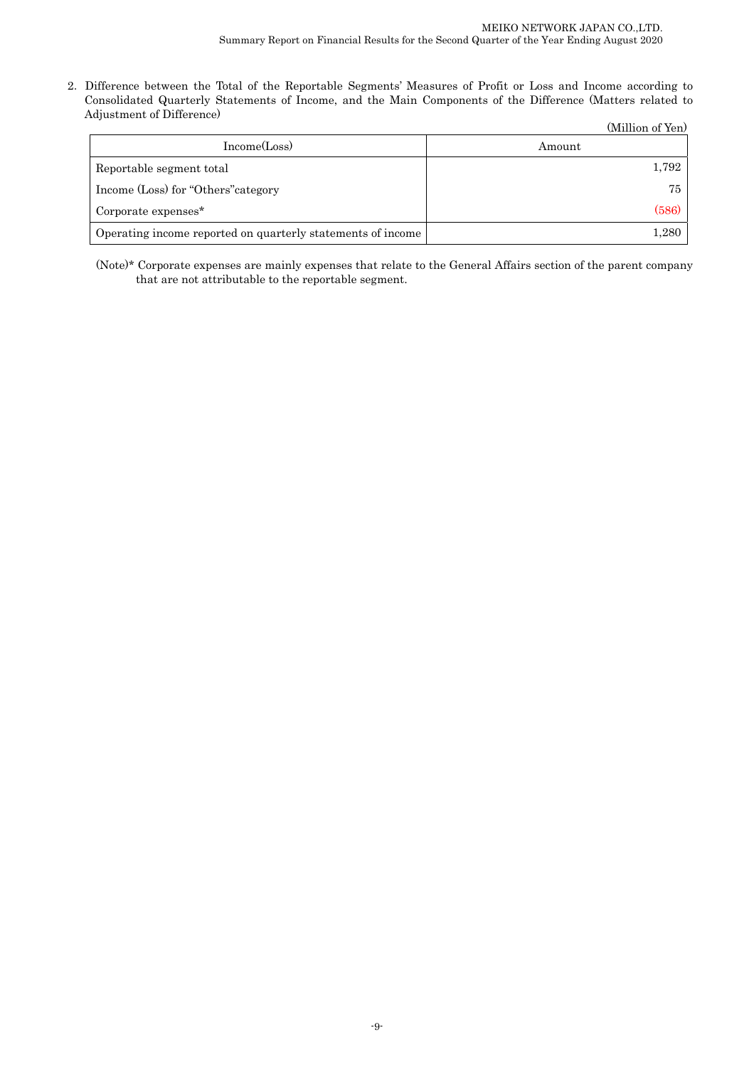2. Difference between the Total of the Reportable Segments' Measures of Profit or Loss and Income according to Consolidated Quarterly Statements of Income, and the Main Components of the Difference (Matters related to Adjustment of Difference)

(Million of Yen)

| Income(Loss) | Amount |
|---|---|
| Reportable segment total | 1,792 |
| Income (Loss) for "Others"category | 75 |
| Corporate expenses* | (586) |
| Operating income reported on quarterly statements of income | 1,280 |

(Note)* Corporate expenses are mainly expenses that relate to the General Affairs section of the parent company that are not attributable to the reportable segment.